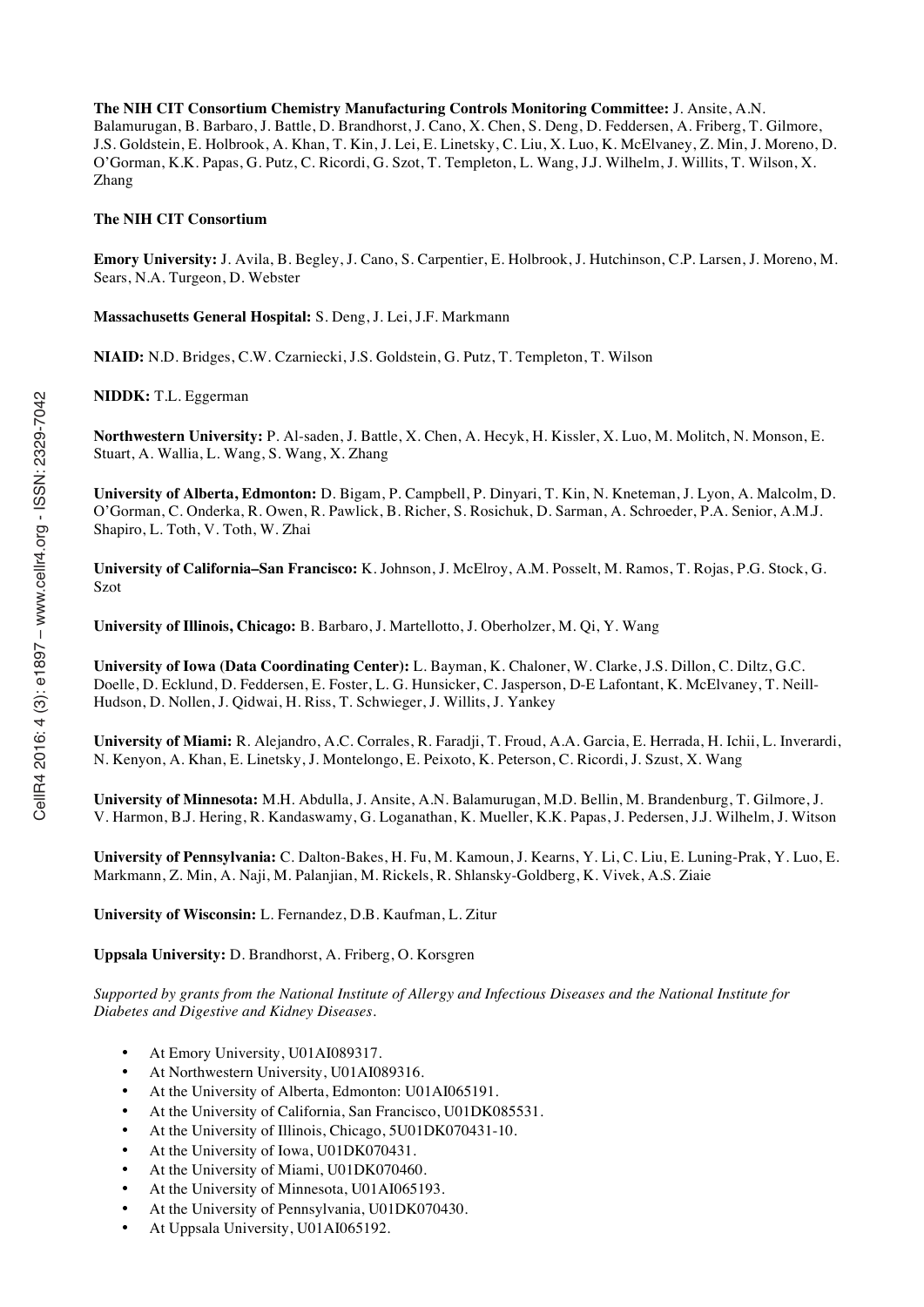**The NIH CIT Consortium Chemistry Manufacturing Controls Monitoring Committee:** J. Ansite, A.N. Balamurugan, B. Barbaro, J. Battle, D. Brandhorst, J. Cano, X. Chen, S. Deng, D. Feddersen, A. Friberg, T. Gilmore, J.S. Goldstein, E. Holbrook, A. Khan, T. Kin, J. Lei, E. Linetsky, C. Liu, X. Luo, K. McElvaney, Z. Min, J. Moreno, D. O'Gorman, K.K. Papas, G. Putz, C. Ricordi, G. Szot, T. Templeton, L. Wang, J.J. Wilhelm, J. Willits, T. Wilson, X. Zhang

**The NIH CIT Consortium**

**Emory University:** J. Avila, B. Begley, J. Cano, S. Carpentier, E. Holbrook, J. Hutchinson, C.P. Larsen, J. Moreno, M. Sears, N.A. Turgeon, D. Webster

**Massachusetts General Hospital:** S. Deng, J. Lei, J.F. Markmann

**NIAID:** N.D. Bridges, C.W. Czarniecki, J.S. Goldstein, G. Putz, T. Templeton, T. Wilson

**NIDDK:** T.L. Eggerman

**Northwestern University:** P. Al-saden, J. Battle, X. Chen, A. Hecyk, H. Kissler, X. Luo, M. Molitch, N. Monson, E. Stuart, A. Wallia, L. Wang, S. Wang, X. Zhang

**University of Alberta, Edmonton:** D. Bigam, P. Campbell, P. Dinyari, T. Kin, N. Kneteman, J. Lyon, A. Malcolm, D. O'Gorman, C. Onderka, R. Owen, R. Pawlick, B. Richer, S. Rosichuk, D. Sarman, A. Schroeder, P.A. Senior, A.M.J. Shapiro, L. Toth, V. Toth, W. Zhai

**University of California–San Francisco:** K. Johnson, J. McElroy, A.M. Posselt, M. Ramos, T. Rojas, P.G. Stock, G. Szot

**University of Illinois, Chicago:** B. Barbaro, J. Martellotto, J. Oberholzer, M. Qi, Y. Wang

**University of Iowa (Data Coordinating Center):** L. Bayman, K. Chaloner, W. Clarke, J.S. Dillon, C. Diltz, G.C. Doelle, D. Ecklund, D. Feddersen, E. Foster, L. G. Hunsicker, C. Jasperson, D-E Lafontant, K. McElvaney, T. Neill-Hudson, D. Nollen, J. Qidwai, H. Riss, T. Schwieger, J. Willits, J. Yankey

**University of Miami:** R. Alejandro, A.C. Corrales, R. Faradji, T. Froud, A.A. Garcia, E. Herrada, H. Ichii, L. Inverardi, N. Kenyon, A. Khan, E. Linetsky, J. Montelongo, E. Peixoto, K. Peterson, C. Ricordi, J. Szust, X. Wang

**University of Minnesota:** M.H. Abdulla, J. Ansite, A.N. Balamurugan, M.D. Bellin, M. Brandenburg, T. Gilmore, J. V. Harmon, B.J. Hering, R. Kandaswamy, G. Loganathan, K. Mueller, K.K. Papas, J. Pedersen, J.J. Wilhelm, J. Witson

**University of Pennsylvania:** C. Dalton-Bakes, H. Fu, M. Kamoun, J. Kearns, Y. Li, C. Liu, E. Luning-Prak, Y. Luo, E. Markmann, Z. Min, A. Naji, M. Palanjian, M. Rickels, R. Shlansky-Goldberg, K. Vivek, A.S. Ziaie

**University of Wisconsin:** L. Fernandez, D.B. Kaufman, L. Zitur

**Uppsala University:** D. Brandhorst, A. Friberg, O. Korsgren

*Supported by grants from the National Institute of Allergy and Infectious Diseases and the National Institute for Diabetes and Digestive and Kidney Diseases.*

- At Emory University, U01AI089317.
- At Northwestern University, U01AI089316.
- At the University of Alberta, Edmonton: U01AI065191.
- At the University of California, San Francisco, U01DK085531.
- At the University of Illinois, Chicago, 5U01DK070431-10.
- At the University of Iowa, U01DK070431.
- At the University of Miami, U01DK070460.
- At the University of Minnesota, U01AI065193.
- At the University of Pennsylvania, U01DK070430.
- At Uppsala University, U01AI065192.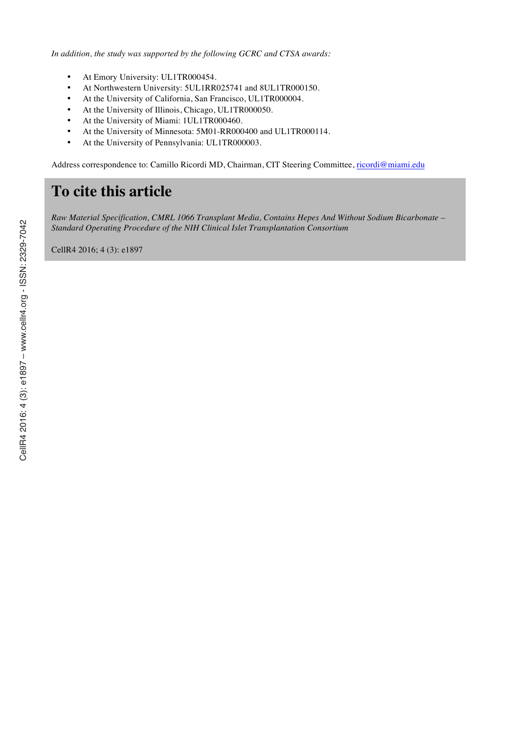*In addition, the study was supported by the following GCRC and CTSA awards:*

- At Emory University: UL1TR000454.
- At Northwestern University: 5UL1RR025741 and 8UL1TR000150.
- At the University of California, San Francisco, UL1TR000004.
- At the University of Illinois, Chicago, UL1TR000050.
- At the University of Miami: 1UL1TR000460.
- At the University of Minnesota: 5M01-RR000400 and UL1TR000114.
- At the University of Pennsylvania: UL1TR000003.

Address correspondence to: Camillo Ricordi MD, Chairman, CIT Steering Committee, ricordi@miami.edu

# To cite this article

*Raw Material Specification, CMRL 1066 Transplant Media, Contains Hepes And Without Sodium Bicarbonate – Standard Operating Procedure of the NIH Clinical Islet Transplantation Consortium*

CellR4 2016; 4 (3): e1897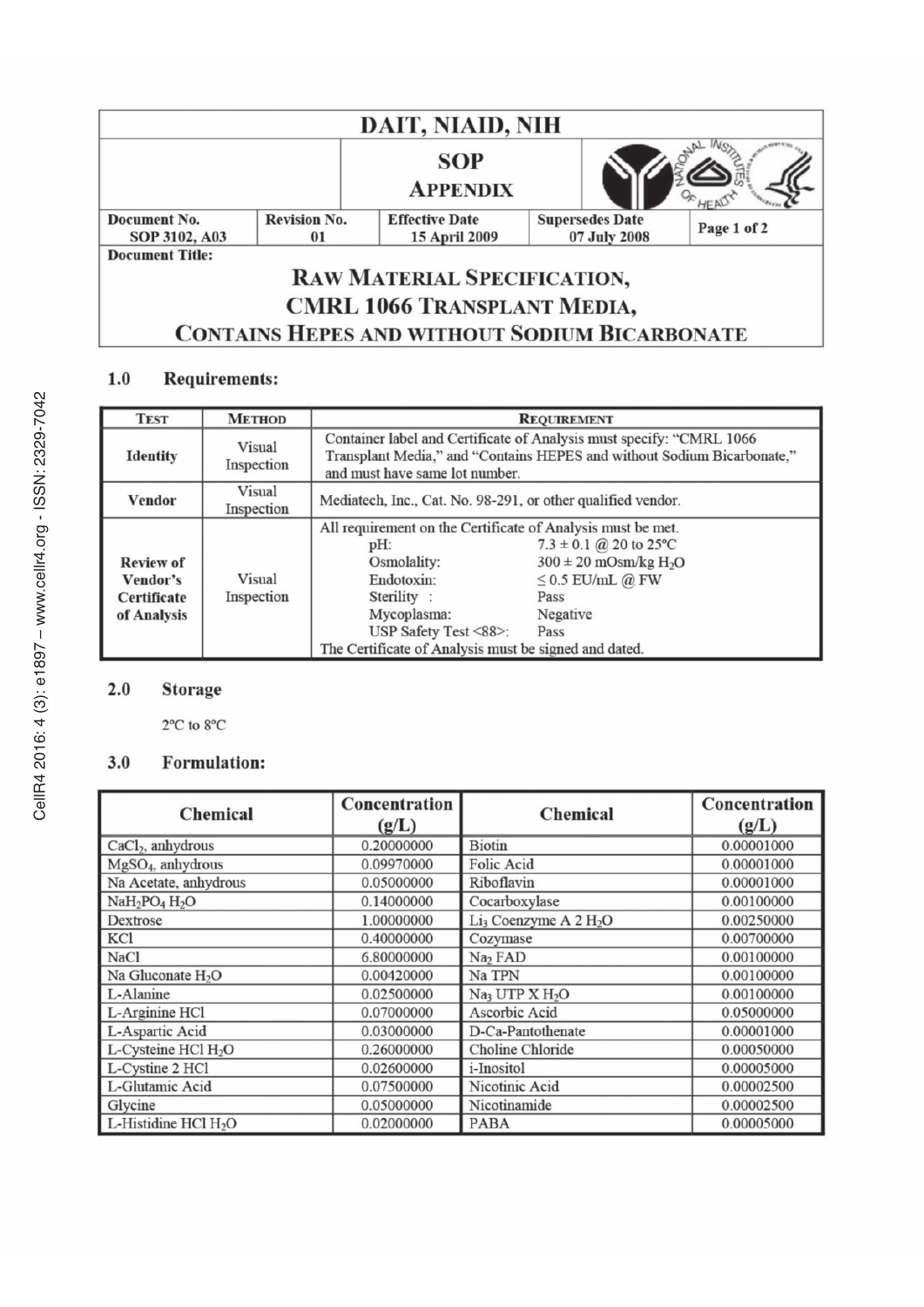| DAIT, NIAID, NIH | | | | |
|---|---|---|---|---|
| | SOP APPENDIX | | | |
| **Document No.** SOP 3102, A03 | **Revision No.** 01 | **Effective Date** 15 April 2009 | **Supersedes Date** 07 July 2008 | Page 1 of 2 |

**Document Title:**

# RAW MATERIAL SPECIFICATION, CMRL 1066 TRANSPLANT MEDIA, CONTAINS HEPES AND WITHOUT SODIUM BICARBONATE

## 1.0 Requirements:

| TEST | METHOD | REQUIREMENT |
|---|---|---|
| Identity | Visual Inspection | Container label and Certificate of Analysis must specify: "CMRL 1066 Transplant Media," and "Contains HEPES and without Sodium Bicarbonate," and must have same lot number. |
| Vendor | Visual Inspection | Mediatech, Inc., Cat. No. 98-291, or other qualified vendor. |
| Review of Vendor's Certificate of Analysis | Visual Inspection | All requirement on the Certificate of Analysis must be met.<br>pH: 7.3 ± 0.1 @ 20 to 25°C<br>Osmolality: 300 ± 20 mOsm/kg $H_2O$<br>Endotoxin: ≤ 0.5 EU/mL @ FW<br>Sterility : Pass<br>Mycoplasma: Negative<br>USP Safety Test <88>: Pass<br>The Certificate of Analysis must be signed and dated. |

## 2.0 Storage

2°C to 8°C

## 3.0 Formulation:

| Chemical | Concentration (g/L) | Chemical | Concentration (g/L) |
|---|---|---|---|
| $CaCl_2$, anhydrous | 0.20000000 | Biotin | 0.00001000 |
| $MgSO_4$, anhydrous | 0.09970000 | Folic Acid | 0.00001000 |
| Na Acetate, anhydrous | 0.05000000 | Riboflavin | 0.00001000 |
| $NaH_2PO_4$ $H_2O$ | 0.14000000 | Cocarboxylase | 0.00100000 |
| Dextrose | 1.00000000 | $Li_3$ Coenzyme A 2 $H_2O$ | 0.00250000 |
| KCl | 0.40000000 | Cozymase | 0.00700000 |
| NaCl | 6.80000000 | $Na_2$ FAD | 0.00100000 |
| Na Gluconate $H_2O$ | 0.00420000 | Na TPN | 0.00100000 |
| L-Alanine | 0.02500000 | $Na_3$ UTP X $H_2O$ | 0.00100000 |
| L-Arginine HCl | 0.07000000 | Ascorbic Acid | 0.05000000 |
| L-Aspartic Acid | 0.03000000 | D-Ca-Pantothenate | 0.00001000 |
| L-Cysteine HCl $H_2O$ | 0.26000000 | Choline Chloride | 0.00050000 |
| L-Cystine 2 HCl | 0.02600000 | i-Inositol | 0.00005000 |
| L-Glutamic Acid | 0.07500000 | Nicotinic Acid | 0.00002500 |
| Glycine | 0.05000000 | Nicotinamide | 0.00002500 |
| L-Histidine HCl $H_2O$ | 0.02000000 | PABA | 0.00005000 |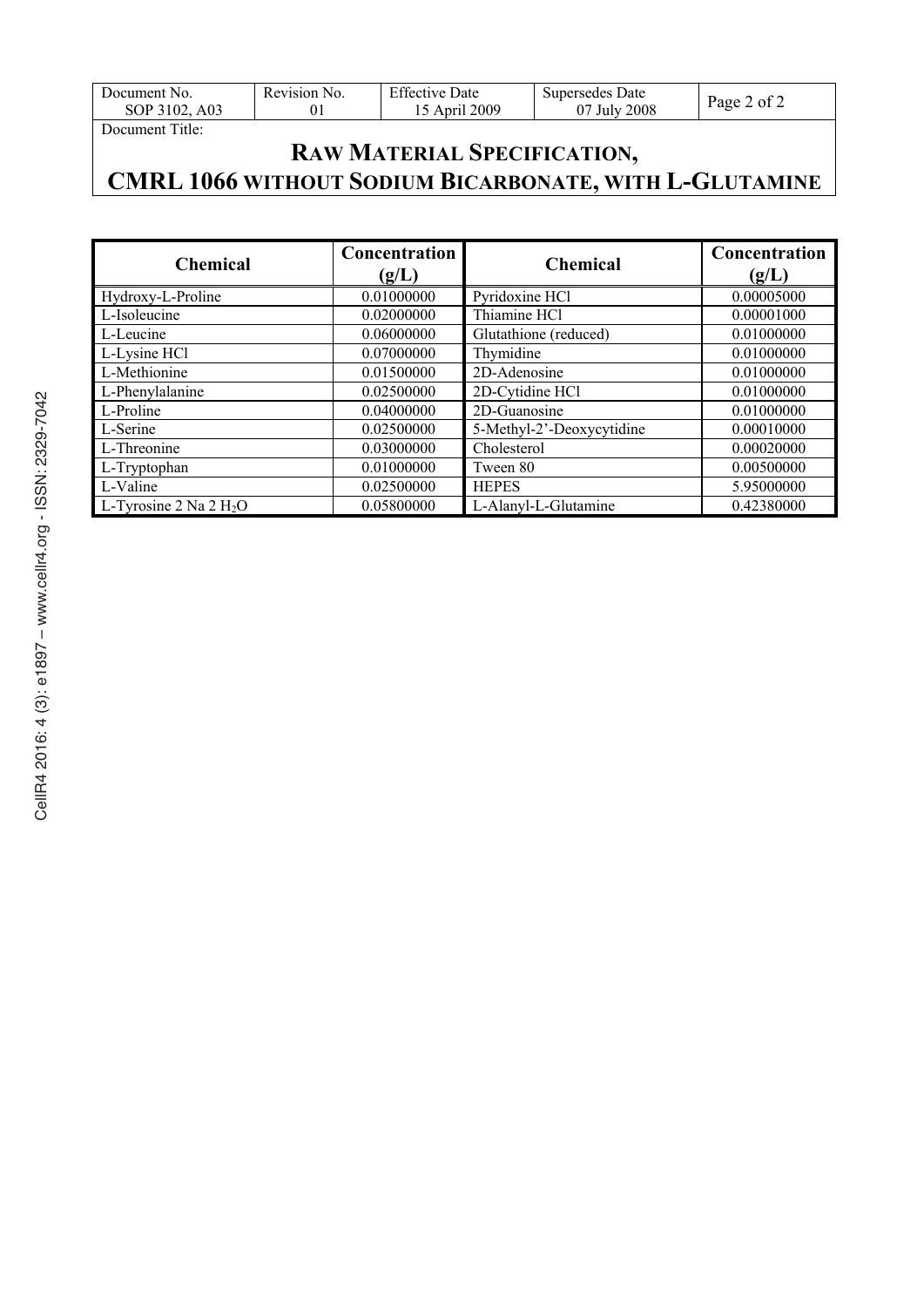| Document No. SOP 3102, A03 | Revision No. 01 | Effective Date 15 April 2009 | Supersedes Date 07 July 2008 | Page 2 of 2 |
|---|---|---|---|---|

Document Title:

# RAW MATERIAL SPECIFICATION, CMRL 1066 WITHOUT SODIUM BICARBONATE, WITH L-GLUTAMINE

| Chemical | Concentration (g/L) | Chemical | Concentration (g/L) |
|---|---|---|---|
| Hydroxy-L-Proline | 0.01000000 | Pyridoxine HCl | 0.00005000 |
| L-Isoleucine | 0.02000000 | Thiamine HCl | 0.00001000 |
| L-Leucine | 0.06000000 | Glutathione (reduced) | 0.01000000 |
| L-Lysine HCl | 0.07000000 | Thymidine | 0.01000000 |
| L-Methionine | 0.01500000 | 2D-Adenosine | 0.01000000 |
| L-Phenylalanine | 0.02500000 | 2D-Cytidine HCl | 0.01000000 |
| L-Proline | 0.04000000 | 2D-Guanosine | 0.01000000 |
| L-Serine | 0.02500000 | 5-Methyl-2'-Deoxycytidine | 0.00010000 |
| L-Threonine | 0.03000000 | Cholesterol | 0.00020000 |
| L-Tryptophan | 0.01000000 | Tween 80 | 0.00500000 |
| L-Valine | 0.02500000 | HEPES | 5.95000000 |
| L-Tyrosine 2 Na 2 $H_2O$ | 0.05800000 | L-Alanyl-L-Glutamine | 0.42380000 |